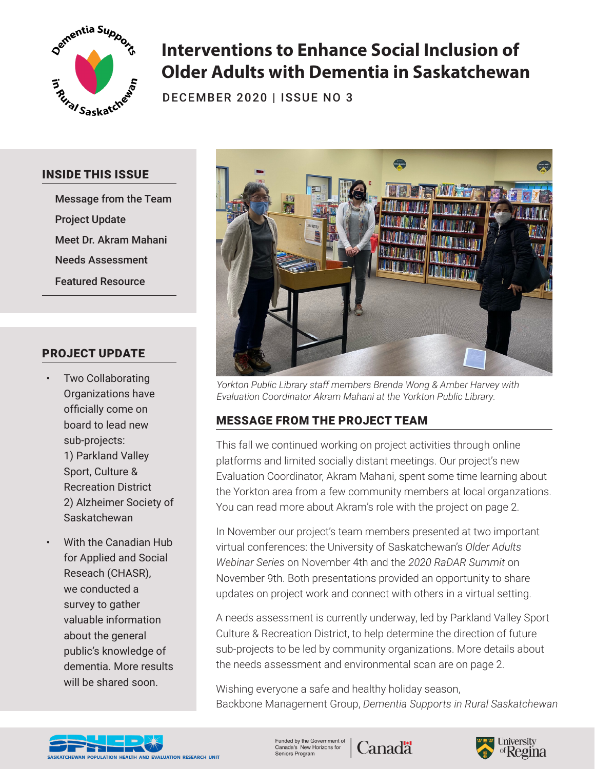# Interventions to Enhance Social Inclusion of Older Adults with Dementia in Saskatchewan

DECEMBER 2020 | ISSUE NO 3

## INSIDE THIS ISSUE

- Message from the Team
- Project Update
- Meet Dr. Akram Mahani
- Needs Assessment
- Featured Resource

## PROJECT UPDATE

- Two Collaborating Organizations have officially come on board to lead new sub-projects:
  1) Parkland Valley Sport, Culture & Recreation District
  2) Alzheimer Society of Saskatchewan
- With the Canadian Hub for Applied and Social Reseach (CHASR), we conducted a survey to gather valuable information about the general public's knowledge of dementia. More results will be shared soon.

*Yorkton Public Library staff members Brenda Wong & Amber Harvey with Evaluation Coordinator Akram Mahani at the Yorkton Public Library.*

## MESSAGE FROM THE PROJECT TEAM

This fall we continued working on project activities through online platforms and limited socially distant meetings. Our project's new Evaluation Coordinator, Akram Mahani, spent some time learning about the Yorkton area from a few community members at local organzations. You can read more about Akram's role with the project on page 2.

In November our project's team members presented at two important virtual conferences: the University of Saskatchewan's *Older Adults Webinar Series* on November 4th and the *2020 RaDAR Summit* on November 9th. Both presentations provided an opportunity to share updates on project work and connect with others in a virtual setting.

A needs assessment is currently underway, led by Parkland Valley Sport Culture & Recreation District, to help determine the direction of future sub-projects to be led by community organizations. More details about the needs assessment and environmental scan are on page 2.

Wishing everyone a safe and healthy holiday season,
Backbone Management Group, *Dementia Supports in Rural Saskatchewan*

SPHERU – Saskatchewan Population Health and Evaluation Research Unit

Funded by the Government of Canada's New Horizons for Seniors Program | Canada

University of Regina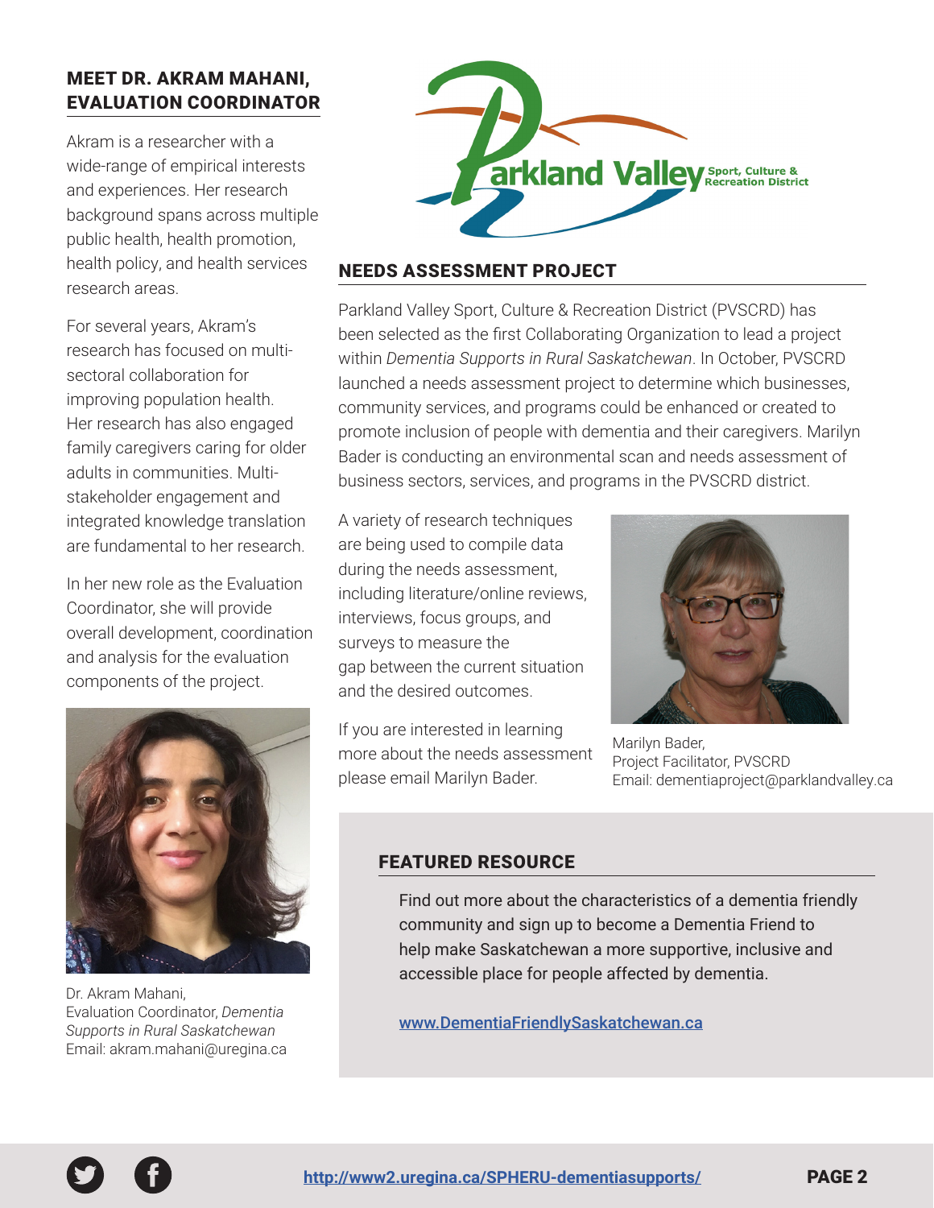## MEET DR. AKRAM MAHANI, EVALUATION COORDINATOR

Akram is a researcher with a wide-range of empirical interests and experiences. Her research background spans across multiple public health, health promotion, health policy, and health services research areas.

For several years, Akram's research has focused on multi-sectoral collaboration for improving population health. Her research has also engaged family caregivers caring for older adults in communities. Multi-stakeholder engagement and integrated knowledge translation are fundamental to her research.

In her new role as the Evaluation Coordinator, she will provide overall development, coordination and analysis for the evaluation components of the project.

Dr. Akram Mahani,
Evaluation Coordinator, *Dementia Supports in Rural Saskatchewan*
Email: akram.mahani@uregina.ca

Parkland Valley Sport, Culture & Recreation District

## NEEDS ASSESSMENT PROJECT

Parkland Valley Sport, Culture & Recreation District (PVSCRD) has been selected as the first Collaborating Organization to lead a project within *Dementia Supports in Rural Saskatchewan*. In October, PVSCRD launched a needs assessment project to determine which businesses, community services, and programs could be enhanced or created to promote inclusion of people with dementia and their caregivers. Marilyn Bader is conducting an environmental scan and needs assessment of business sectors, services, and programs in the PVSCRD district.

A variety of research techniques are being used to compile data during the needs assessment, including literature/online reviews, interviews, focus groups, and surveys to measure the gap between the current situation and the desired outcomes.

If you are interested in learning more about the needs assessment please email Marilyn Bader.

Marilyn Bader,
Project Facilitator, PVSCRD
Email: dementiaproject@parklandvalley.ca

## FEATURED RESOURCE

Find out more about the characteristics of a dementia friendly community and sign up to become a Dementia Friend to help make Saskatchewan a more supportive, inclusive and accessible place for people affected by dementia.

[www.DementiaFriendlySaskatchewan.ca](http://www.DementiaFriendlySaskatchewan.ca)

[http://www2.uregina.ca/SPHERU-dementiasupports/](http://www2.uregina.ca/SPHERU-dementiasupports/)